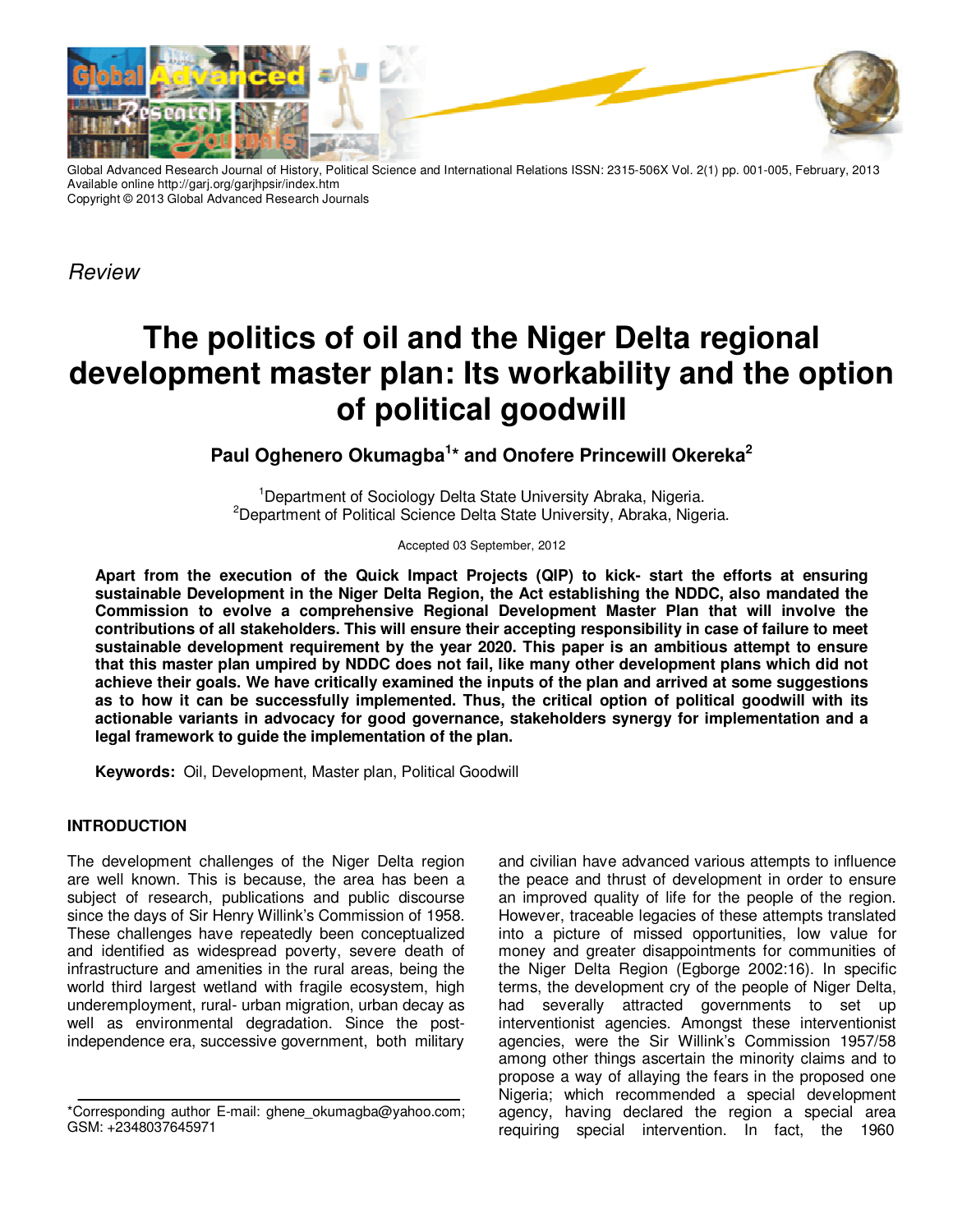Global Advanced Research Journal of History, Political Science and International Relations ISSN: 2315-506X Vol. 2(1) pp. 001-005, February, 2013
Available online http://garj.org/garjhpsir/index.htm
Copyright © 2013 Global Advanced Research Journals

*Review*

# The politics of oil and the Niger Delta regional development master plan: Its workability and the option of political goodwill

**Paul Oghenero Okumagba[1]* and Onofere Princewill Okereka[2]**

[1]Department of Sociology Delta State University Abraka, Nigeria.
[2]Department of Political Science Delta State University, Abraka, Nigeria.

Accepted 03 September, 2012

**Apart from the execution of the Quick Impact Projects (QIP) to kick- start the efforts at ensuring sustainable Development in the Niger Delta Region, the Act establishing the NDDC, also mandated the Commission to evolve a comprehensive Regional Development Master Plan that will involve the contributions of all stakeholders. This will ensure their accepting responsibility in case of failure to meet sustainable development requirement by the year 2020. This paper is an ambitious attempt to ensure that this master plan umpired by NDDC does not fail, like many other development plans which did not achieve their goals. We have critically examined the inputs of the plan and arrived at some suggestions as to how it can be successfully implemented. Thus, the critical option of political goodwill with its actionable variants in advocacy for good governance, stakeholders synergy for implementation and a legal framework to guide the implementation of the plan.**

**Keywords:** Oil, Development, Master plan, Political Goodwill

## INTRODUCTION

The development challenges of the Niger Delta region are well known. This is because, the area has been a subject of research, publications and public discourse since the days of Sir Henry Willink's Commission of 1958. These challenges have repeatedly been conceptualized and identified as widespread poverty, severe death of infrastructure and amenities in the rural areas, being the world third largest wetland with fragile ecosystem, high underemployment, rural- urban migration, urban decay as well as environmental degradation. Since the post-independence era, successive government, both military and civilian have advanced various attempts to influence the peace and thrust of development in order to ensure an improved quality of life for the people of the region. However, traceable legacies of these attempts translated into a picture of missed opportunities, low value for money and greater disappointments for communities of the Niger Delta Region (Egborge 2002:16). In specific terms, the development cry of the people of Niger Delta, had severally attracted governments to set up interventionist agencies. Amongst these interventionist agencies, were the Sir Willink's Commission 1957/58 among other things ascertain the minority claims and to propose a way of allaying the fears in the proposed one Nigeria; which recommended a special development agency, having declared the region a special area requiring special intervention. In fact, the 1960

*Corresponding author E-mail: ghene_okumagba@yahoo.com; GSM: +2348037645971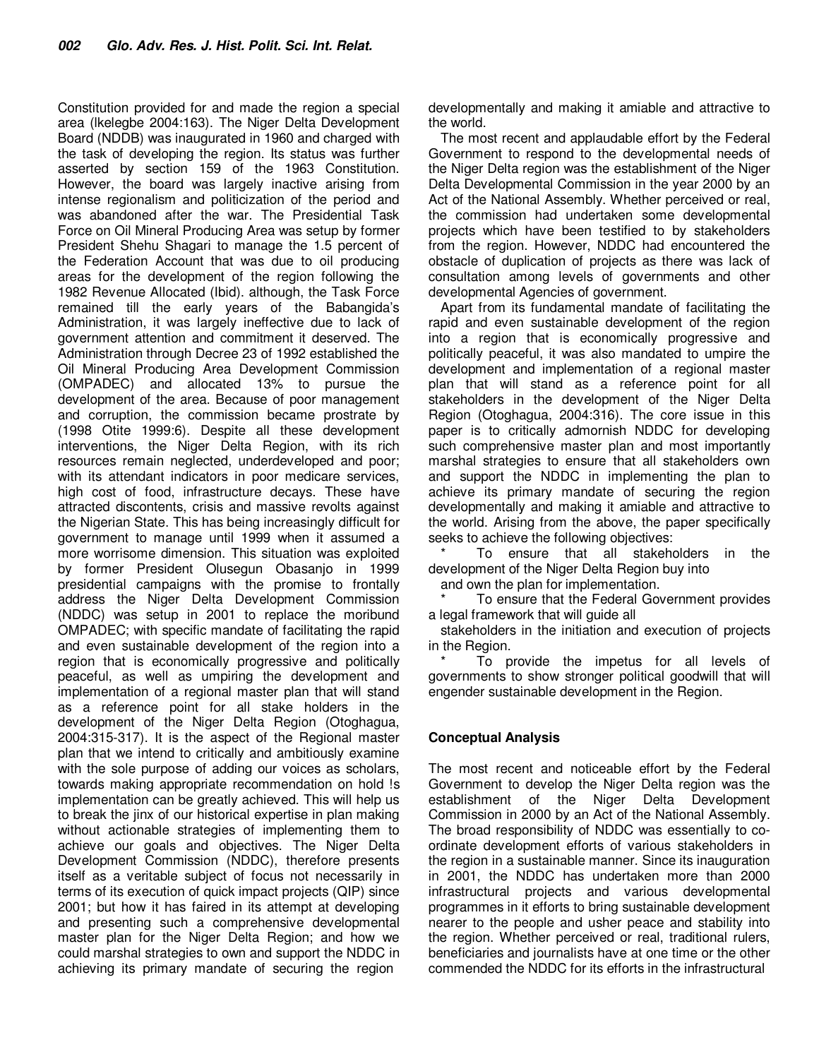Constitution provided for and made the region a special area (Ikelegbe 2004:163). The Niger Delta Development Board (NDDB) was inaugurated in 1960 and charged with the task of developing the region. Its status was further asserted by section 159 of the 1963 Constitution. However, the board was largely inactive arising from intense regionalism and politicization of the period and was abandoned after the war. The Presidential Task Force on Oil Mineral Producing Area was setup by former President Shehu Shagari to manage the 1.5 percent of the Federation Account that was due to oil producing areas for the development of the region following the 1982 Revenue Allocated (Ibid). although, the Task Force remained till the early years of the Babangida's Administration, it was largely ineffective due to lack of government attention and commitment it deserved. The Administration through Decree 23 of 1992 established the Oil Mineral Producing Area Development Commission (OMPADEC) and allocated 13% to pursue the development of the area. Because of poor management and corruption, the commission became prostrate by (1998 Otite 1999:6). Despite all these development interventions, the Niger Delta Region, with its rich resources remain neglected, underdeveloped and poor; with its attendant indicators in poor medicare services, high cost of food, infrastructure decays. These have attracted discontents, crisis and massive revolts against the Nigerian State. This has being increasingly difficult for government to manage until 1999 when it assumed a more worrisome dimension. This situation was exploited by former President Olusegun Obasanjo in 1999 presidential campaigns with the promise to frontally address the Niger Delta Development Commission (NDDC) was setup in 2001 to replace the moribund OMPADEC; with specific mandate of facilitating the rapid and even sustainable development of the region into a region that is economically progressive and politically peaceful, as well as umpiring the development and implementation of a regional master plan that will stand as a reference point for all stake holders in the development of the Niger Delta Region (Otoghagua, 2004:315-317). It is the aspect of the Regional master plan that we intend to critically and ambitiously examine with the sole purpose of adding our voices as scholars, towards making appropriate recommendation on hold !s implementation can be greatly achieved. This will help us to break the jinx of our historical expertise in plan making without actionable strategies of implementing them to achieve our goals and objectives. The Niger Delta Development Commission (NDDC), therefore presents itself as a veritable subject of focus not necessarily in terms of its execution of quick impact projects (QIP) since 2001; but how it has faired in its attempt at developing and presenting such a comprehensive developmental master plan for the Niger Delta Region; and how we could marshal strategies to own and support the NDDC in achieving its primary mandate of securing the region developmentally and making it amiable and attractive to the world.

The most recent and applaudable effort by the Federal Government to respond to the developmental needs of the Niger Delta region was the establishment of the Niger Delta Developmental Commission in the year 2000 by an Act of the National Assembly. Whether perceived or real, the commission had undertaken some developmental projects which have been testified to by stakeholders from the region. However, NDDC had encountered the obstacle of duplication of projects as there was lack of consultation among levels of governments and other developmental Agencies of government.

Apart from its fundamental mandate of facilitating the rapid and even sustainable development of the region into a region that is economically progressive and politically peaceful, it was also mandated to umpire the development and implementation of a regional master plan that will stand as a reference point for all stakeholders in the development of the Niger Delta Region (Otoghagua, 2004:316). The core issue in this paper is to critically admornish NDDC for developing such comprehensive master plan and most importantly marshal strategies to ensure that all stakeholders own and support the NDDC in implementing the plan to achieve its primary mandate of securing the region developmentally and making it amiable and attractive to the world. Arising from the above, the paper specifically seeks to achieve the following objectives:

* To ensure that all stakeholders in the development of the Niger Delta Region buy into and own the plan for implementation.
* To ensure that the Federal Government provides a legal framework that will guide all stakeholders in the initiation and execution of projects in the Region.
* To provide the impetus for all levels of governments to show stronger political goodwill that will engender sustainable development in the Region.

## Conceptual Analysis

The most recent and noticeable effort by the Federal Government to develop the Niger Delta region was the establishment of the Niger Delta Development Commission in 2000 by an Act of the National Assembly. The broad responsibility of NDDC was essentially to co-ordinate development efforts of various stakeholders in the region in a sustainable manner. Since its inauguration in 2001, the NDDC has undertaken more than 2000 infrastructural projects and various developmental programmes in it efforts to bring sustainable development nearer to the people and usher peace and stability into the region. Whether perceived or real, traditional rulers, beneficiaries and journalists have at one time or the other commended the NDDC for its efforts in the infrastructural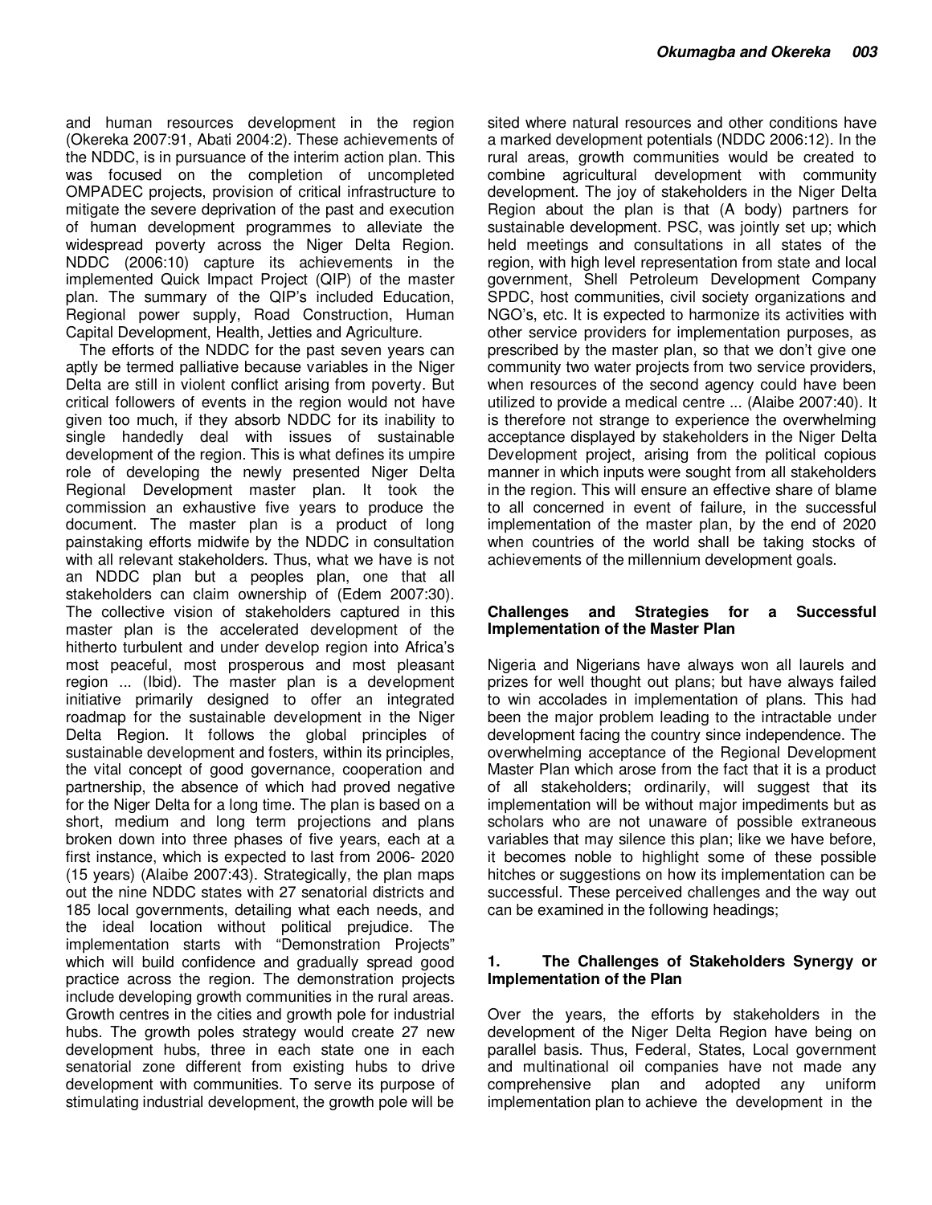and human resources development in the region (Okereka 2007:91, Abati 2004:2). These achievements of the NDDC, is in pursuance of the interim action plan. This was focused on the completion of uncompleted OMPADEC projects, provision of critical infrastructure to mitigate the severe deprivation of the past and execution of human development programmes to alleviate the widespread poverty across the Niger Delta Region. NDDC (2006:10) capture its achievements in the implemented Quick Impact Project (QIP) of the master plan. The summary of the QIP's included Education, Regional power supply, Road Construction, Human Capital Development, Health, Jetties and Agriculture.

The efforts of the NDDC for the past seven years can aptly be termed palliative because variables in the Niger Delta are still in violent conflict arising from poverty. But critical followers of events in the region would not have given too much, if they absorb NDDC for its inability to single handedly deal with issues of sustainable development of the region. This is what defines its umpire role of developing the newly presented Niger Delta Regional Development master plan. It took the commission an exhaustive five years to produce the document. The master plan is a product of long painstaking efforts midwife by the NDDC in consultation with all relevant stakeholders. Thus, what we have is not an NDDC plan but a peoples plan, one that all stakeholders can claim ownership of (Edem 2007:30). The collective vision of stakeholders captured in this master plan is the accelerated development of the hitherto turbulent and under develop region into Africa's most peaceful, most prosperous and most pleasant region ... (Ibid). The master plan is a development initiative primarily designed to offer an integrated roadmap for the sustainable development in the Niger Delta Region. It follows the global principles of sustainable development and fosters, within its principles, the vital concept of good governance, cooperation and partnership, the absence of which had proved negative for the Niger Delta for a long time. The plan is based on a short, medium and long term projections and plans broken down into three phases of five years, each at a first instance, which is expected to last from 2006- 2020 (15 years) (Alaibe 2007:43). Strategically, the plan maps out the nine NDDC states with 27 senatorial districts and 185 local governments, detailing what each needs, and the ideal location without political prejudice. The implementation starts with "Demonstration Projects" which will build confidence and gradually spread good practice across the region. The demonstration projects include developing growth communities in the rural areas. Growth centres in the cities and growth pole for industrial hubs. The growth poles strategy would create 27 new development hubs, three in each state one in each senatorial zone different from existing hubs to drive development with communities. To serve its purpose of stimulating industrial development, the growth pole will be sited where natural resources and other conditions have a marked development potentials (NDDC 2006:12). In the rural areas, growth communities would be created to combine agricultural development with community development. The joy of stakeholders in the Niger Delta Region about the plan is that (A body) partners for sustainable development. PSC, was jointly set up; which held meetings and consultations in all states of the region, with high level representation from state and local government, Shell Petroleum Development Company SPDC, host communities, civil society organizations and NGO's, etc. It is expected to harmonize its activities with other service providers for implementation purposes, as prescribed by the master plan, so that we don't give one community two water projects from two service providers, when resources of the second agency could have been utilized to provide a medical centre ... (Alaibe 2007:40). It is therefore not strange to experience the overwhelming acceptance displayed by stakeholders in the Niger Delta Development project, arising from the political copious manner in which inputs were sought from all stakeholders in the region. This will ensure an effective share of blame to all concerned in event of failure, in the successful implementation of the master plan, by the end of 2020 when countries of the world shall be taking stocks of achievements of the millennium development goals.

## Challenges and Strategies for a Successful Implementation of the Master Plan

Nigeria and Nigerians have always won all laurels and prizes for well thought out plans; but have always failed to win accolades in implementation of plans. This had been the major problem leading to the intractable under development facing the country since independence. The overwhelming acceptance of the Regional Development Master Plan which arose from the fact that it is a product of all stakeholders; ordinarily, will suggest that its implementation will be without major impediments but as scholars who are not unaware of possible extraneous variables that may silence this plan; like we have before, it becomes noble to highlight some of these possible hitches or suggestions on how its implementation can be successful. These perceived challenges and the way out can be examined in the following headings;

### 1. The Challenges of Stakeholders Synergy or Implementation of the Plan

Over the years, the efforts by stakeholders in the development of the Niger Delta Region have being on parallel basis. Thus, Federal, States, Local government and multinational oil companies have not made any comprehensive plan and adopted any uniform implementation plan to achieve the development in the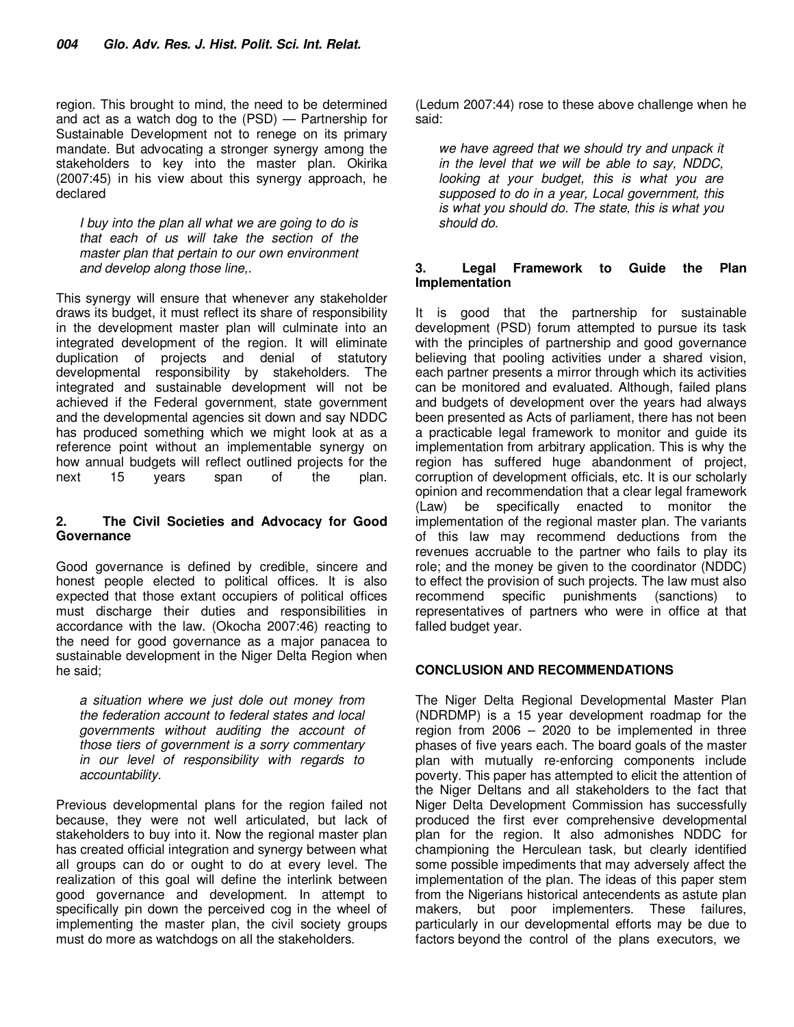region. This brought to mind, the need to be determined and act as a watch dog to the (PSD) — Partnership for Sustainable Development not to renege on its primary mandate. But advocating a stronger synergy among the stakeholders to key into the master plan. Okirika (2007:45) in his view about this synergy approach, he declared

> *I buy into the plan all what we are going to do is that each of us will take the section of the master plan that pertain to our own environment and develop along those line,.*

This synergy will ensure that whenever any stakeholder draws its budget, it must reflect its share of responsibility in the development master plan will culminate into an integrated development of the region. It will eliminate duplication of projects and denial of statutory developmental responsibility by stakeholders. The integrated and sustainable development will not be achieved if the Federal government, state government and the developmental agencies sit down and say NDDC has produced something which we might look at as a reference point without an implementable synergy on how annual budgets will reflect outlined projects for the next 15 years span of the plan.

## 2. The Civil Societies and Advocacy for Good Governance

Good governance is defined by credible, sincere and honest people elected to political offices. It is also expected that those extant occupiers of political offices must discharge their duties and responsibilities in accordance with the law. (Okocha 2007:46) reacting to the need for good governance as a major panacea to sustainable development in the Niger Delta Region when he said;

> *a situation where we just dole out money from the federation account to federal states and local governments without auditing the account of those tiers of government is a sorry commentary in our level of responsibility with regards to accountability.*

Previous developmental plans for the region failed not because, they were not well articulated, but lack of stakeholders to buy into it. Now the regional master plan has created official integration and synergy between what all groups can do or ought to do at every level. The realization of this goal will define the interlink between good governance and development. In attempt to specifically pin down the perceived cog in the wheel of implementing the master plan, the civil society groups must do more as watchdogs on all the stakeholders.

(Ledum 2007:44) rose to these above challenge when he said:

> *we have agreed that we should try and unpack it in the level that we will be able to say, NDDC, looking at your budget, this is what you are supposed to do in a year, Local government, this is what you should do. The state, this is what you should do.*

## 3. Legal Framework to Guide the Plan Implementation

It is good that the partnership for sustainable development (PSD) forum attempted to pursue its task with the principles of partnership and good governance believing that pooling activities under a shared vision, each partner presents a mirror through which its activities can be monitored and evaluated. Although, failed plans and budgets of development over the years had always been presented as Acts of parliament, there has not been a practicable legal framework to monitor and guide its implementation from arbitrary application. This is why the region has suffered huge abandonment of project, corruption of development officials, etc. It is our scholarly opinion and recommendation that a clear legal framework (Law) be specifically enacted to monitor the implementation of the regional master plan. The variants of this law may recommend deductions from the revenues accruable to the partner who fails to play its role; and the money be given to the coordinator (NDDC) to effect the provision of such projects. The law must also recommend specific punishments (sanctions) to representatives of partners who were in office at that falled budget year.

## CONCLUSION AND RECOMMENDATIONS

The Niger Delta Regional Developmental Master Plan (NDRDMP) is a 15 year development roadmap for the region from 2006 – 2020 to be implemented in three phases of five years each. The board goals of the master plan with mutually re-enforcing components include poverty. This paper has attempted to elicit the attention of the Niger Deltans and all stakeholders to the fact that Niger Delta Development Commission has successfully produced the first ever comprehensive developmental plan for the region. It also admonishes NDDC for championing the Herculean task, but clearly identified some possible impediments that may adversely affect the implementation of the plan. The ideas of this paper stem from the Nigerians historical antecendents as astute plan makers, but poor implementers. These failures, particularly in our developmental efforts may be due to factors beyond the control of the plans executors, we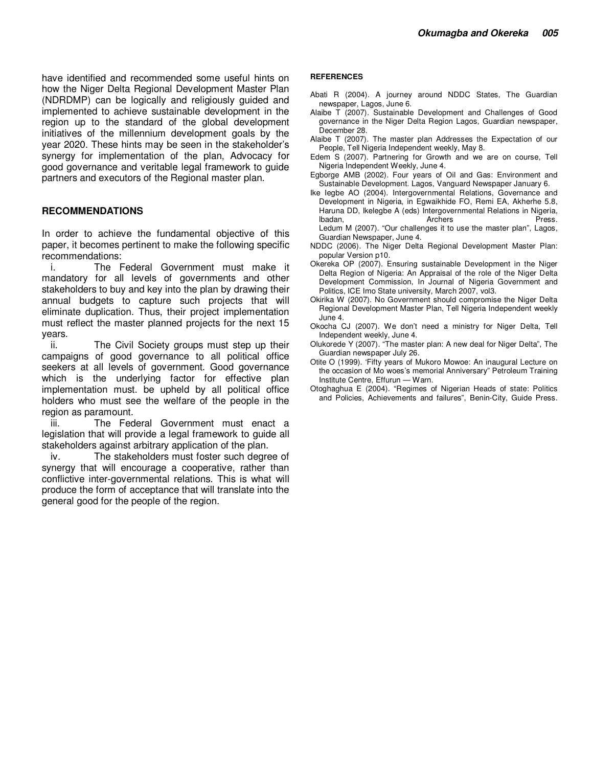have identified and recommended some useful hints on how the Niger Delta Regional Development Master Plan (NDRDMP) can be logically and religiously guided and implemented to achieve sustainable development in the region up to the standard of the global development initiatives of the millennium development goals by the year 2020. These hints may be seen in the stakeholder's synergy for implementation of the plan, Advocacy for good governance and veritable legal framework to guide partners and executors of the Regional master plan.

## RECOMMENDATIONS

In order to achieve the fundamental objective of this paper, it becomes pertinent to make the following specific recommendations:

i. The Federal Government must make it mandatory for all levels of governments and other stakeholders to buy and key into the plan by drawing their annual budgets to capture such projects that will eliminate duplication. Thus, their project implementation must reflect the master planned projects for the next 15 years.

ii. The Civil Society groups must step up their campaigns of good governance to all political office seekers at all levels of government. Good governance which is the underlying factor for effective plan implementation must. be upheld by all political office holders who must see the welfare of the people in the region as paramount.

iii. The Federal Government must enact a legislation that will provide a legal framework to guide all stakeholders against arbitrary application of the plan.

iv. The stakeholders must foster such degree of synergy that will encourage a cooperative, rather than conflictive inter-governmental relations. This is what will produce the form of acceptance that will translate into the general good for the people of the region.

### REFERENCES

Abati R (2004). A journey around NDDC States, The Guardian newspaper, Lagos, June 6.

Alaibe T (2007). Sustainable Development and Challenges of Good governance in the Niger Delta Region Lagos, Guardian newspaper, December 28.

Alaibe T (2007). The master plan Addresses the Expectation of our People, Tell Nigeria Independent weekly, May 8.

Edem S (2007). Partnering for Growth and we are on course, Tell Nigeria Independent Weekly, June 4.

Egborge AMB (2002). Four years of Oil and Gas: Environment and Sustainable Development. Lagos, Vanguard Newspaper January 6.

Ike Iegbe AO (2004). Intergovernmental Relations, Governance and Development in Nigeria, in Egwaikhide FO, Remi EA, Akherhe 5.8, Haruna DD, Ikelegbe A (eds) Intergovernmental Relations in Nigeria, Ibadan, Archers Press.

Ledum M (2007). "Our challenges it to use the master plan", Lagos, Guardian Newspaper, June 4.

NDDC (2006). The Niger Delta Regional Development Master Plan: popular Version p10.

Okereka OP (2007). Ensuring sustainable Development in the Niger Delta Region of Nigeria: An Appraisal of the role of the Niger Delta Development Commission, In Journal of Nigeria Government and Politics, ICE Imo State university, March 2007, vol3.

Okirika W (2007). No Government should compromise the Niger Delta Regional Development Master Plan, Tell Nigeria Independent weekly June 4.

Okocha CJ (2007). We don't need a ministry for Niger Delta, Tell Independent weekly, June 4.

Olukorede Y (2007). "The master plan: A new deal for Niger Delta", The Guardian newspaper July 26.

Otite O (1999). 'Fifty years of Mukoro Mowoe: An inaugural Lecture on the occasion of Mo woes's memorial Anniversary" Petroleum Training Institute Centre, Effurun — Warn.

Otoghaghua E (2004). "Regimes of Nigerian Heads of state: Politics and Policies, Achievements and failures", Benin-City, Guide Press.